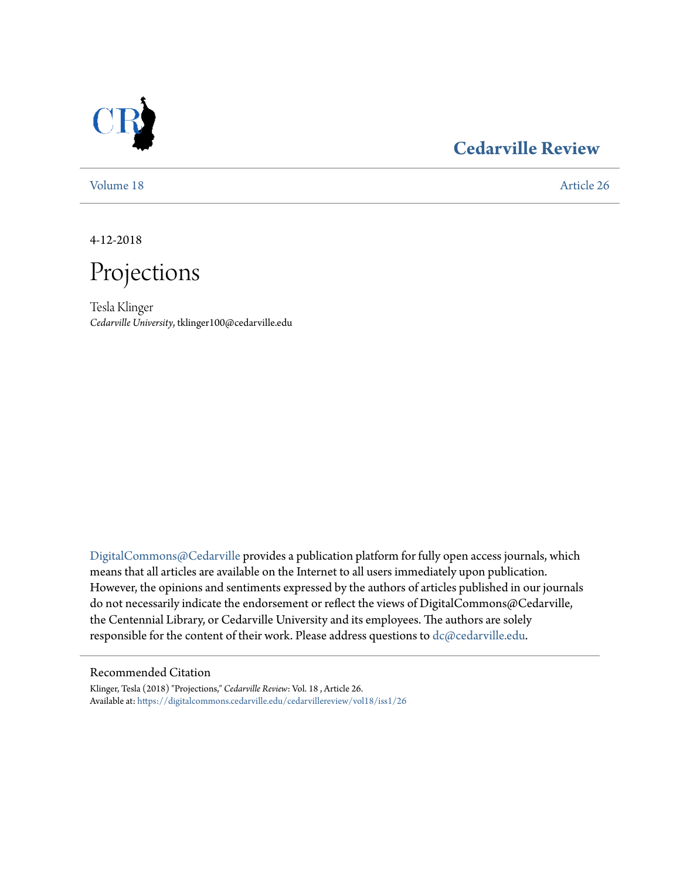# Cedarville Review

Volume 18 | Article 26

4-12-2018

# Projections

Tesla Klinger
*Cedarville University*, tklinger100@cedarville.edu

DigitalCommons@Cedarville provides a publication platform for fully open access journals, which means that all articles are available on the Internet to all users immediately upon publication. However, the opinions and sentiments expressed by the authors of articles published in our journals do not necessarily indicate the endorsement or reflect the views of DigitalCommons@Cedarville, the Centennial Library, or Cedarville University and its employees. The authors are solely responsible for the content of their work. Please address questions to dc@cedarville.edu.

## Recommended Citation

Klinger, Tesla (2018) "Projections," *Cedarville Review*: Vol. 18 , Article 26.
Available at: https://digitalcommons.cedarville.edu/cedarvillereview/vol18/iss1/26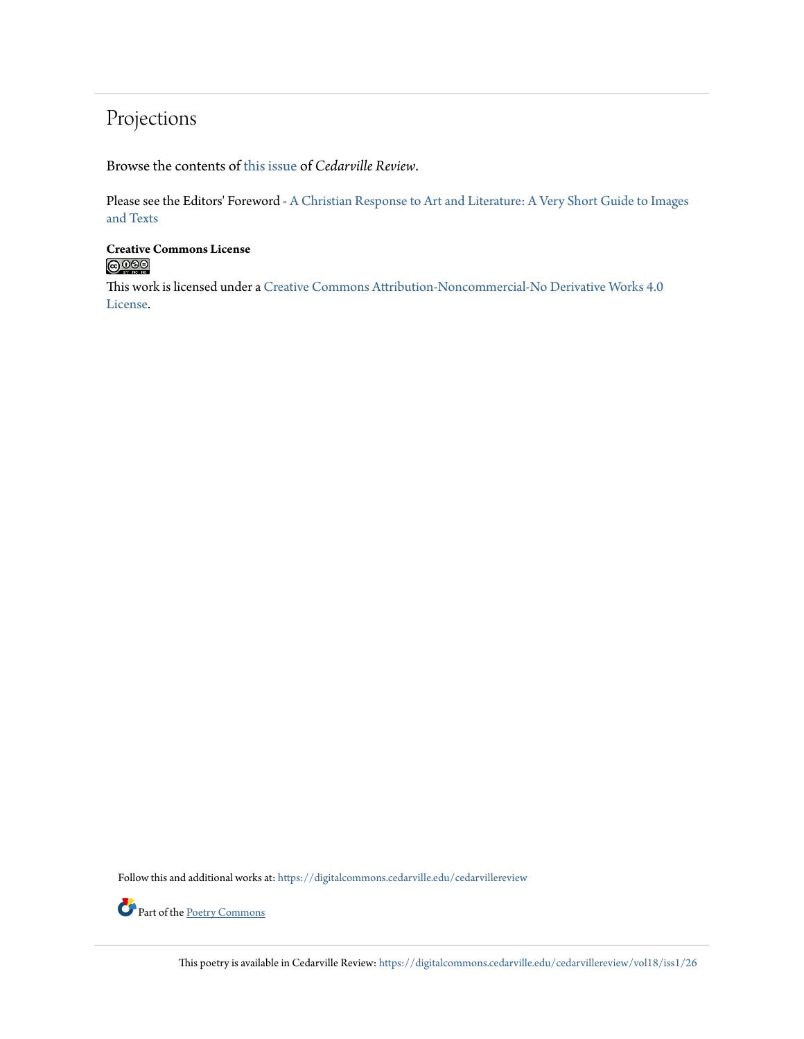# Projections

Browse the contents of this issue of *Cedarville Review*.

Please see the Editors' Foreword - A Christian Response to Art and Literature: A Very Short Guide to Images and Texts

**Creative Commons License**

This work is licensed under a Creative Commons Attribution-Noncommercial-No Derivative Works 4.0 License.

Follow this and additional works at: https://digitalcommons.cedarville.edu/cedarvillereview

Part of the Poetry Commons

This poetry is available in Cedarville Review: https://digitalcommons.cedarville.edu/cedarvillereview/vol18/iss1/26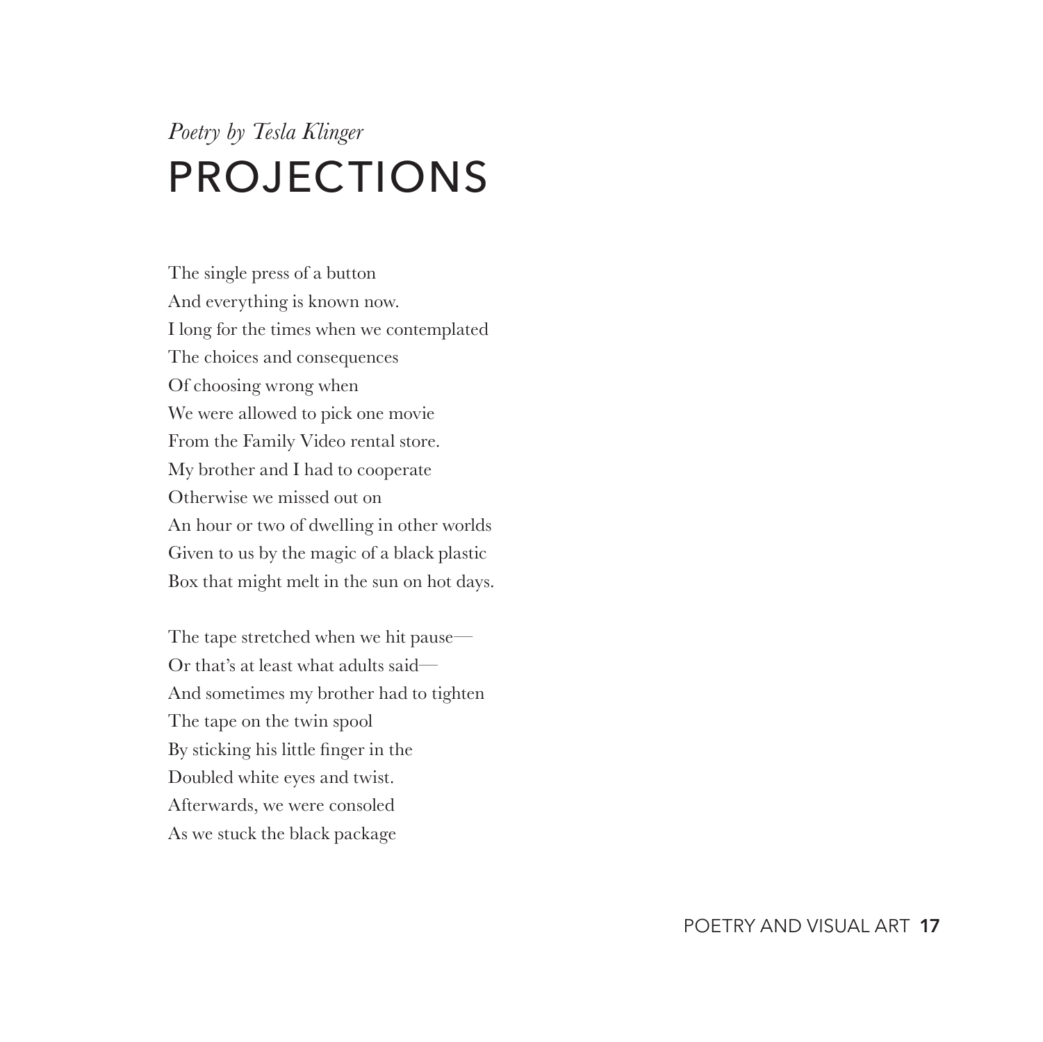*Poetry by Tesla Klinger*

# PROJECTIONS

The single press of a button  
And everything is known now.  
I long for the times when we contemplated  
The choices and consequences  
Of choosing wrong when  
We were allowed to pick one movie  
From the Family Video rental store.  
My brother and I had to cooperate  
Otherwise we missed out on  
An hour or two of dwelling in other worlds  
Given to us by the magic of a black plastic  
Box that might melt in the sun on hot days.

The tape stretched when we hit pause—  
Or that's at least what adults said—  
And sometimes my brother had to tighten  
The tape on the twin spool  
By sticking his little finger in the  
Doubled white eyes and twist.  
Afterwards, we were consoled  
As we stuck the black package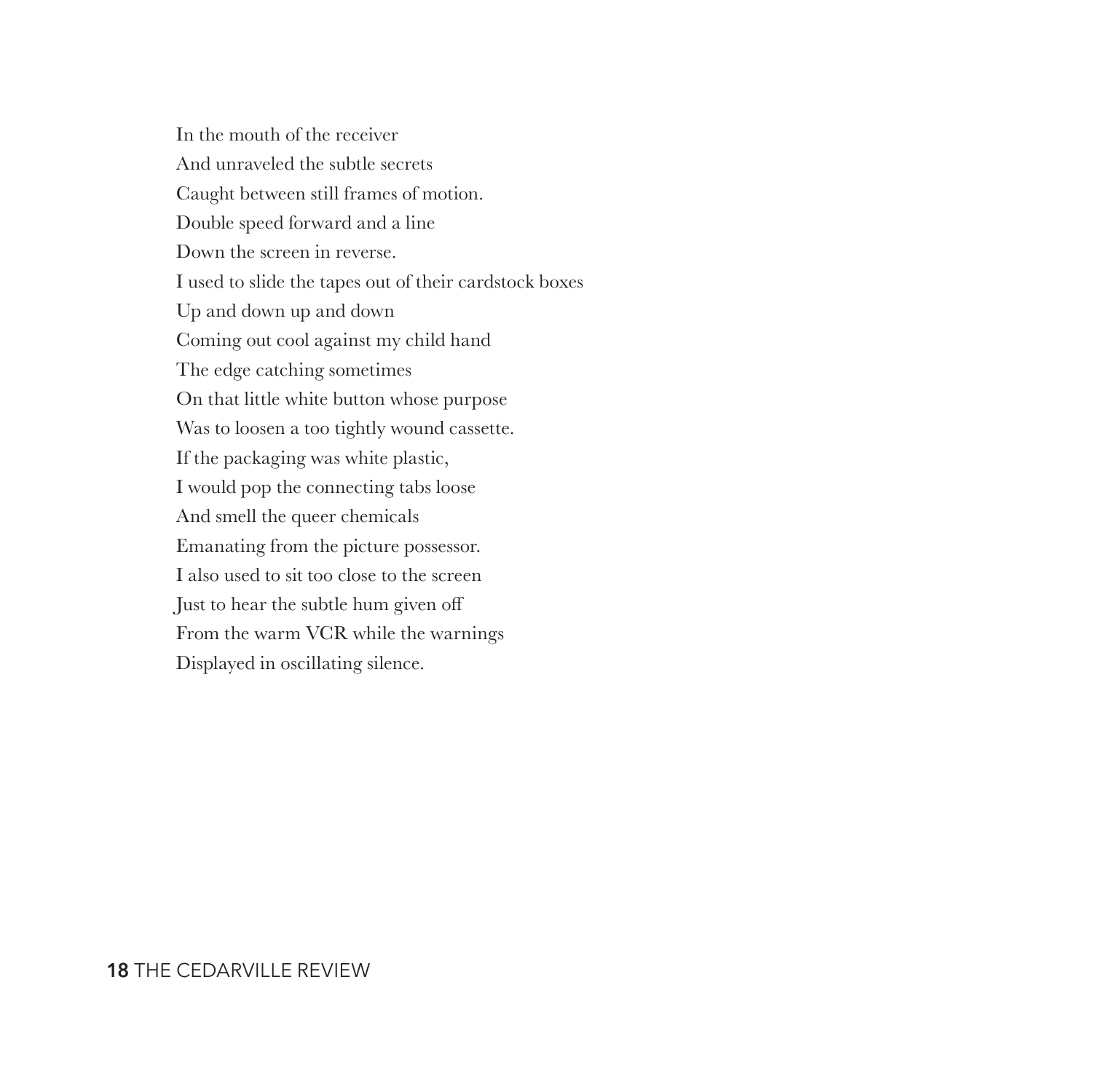In the mouth of the receiver  
And unraveled the subtle secrets  
Caught between still frames of motion.  
Double speed forward and a line  
Down the screen in reverse.  
I used to slide the tapes out of their cardstock boxes  
Up and down up and down  
Coming out cool against my child hand  
The edge catching sometimes  
On that little white button whose purpose  
Was to loosen a too tightly wound cassette.  
If the packaging was white plastic,  
I would pop the connecting tabs loose  
And smell the queer chemicals  
Emanating from the picture possessor.  
I also used to sit too close to the screen  
Just to hear the subtle hum given off  
From the warm VCR while the warnings  
Displayed in oscillating silence.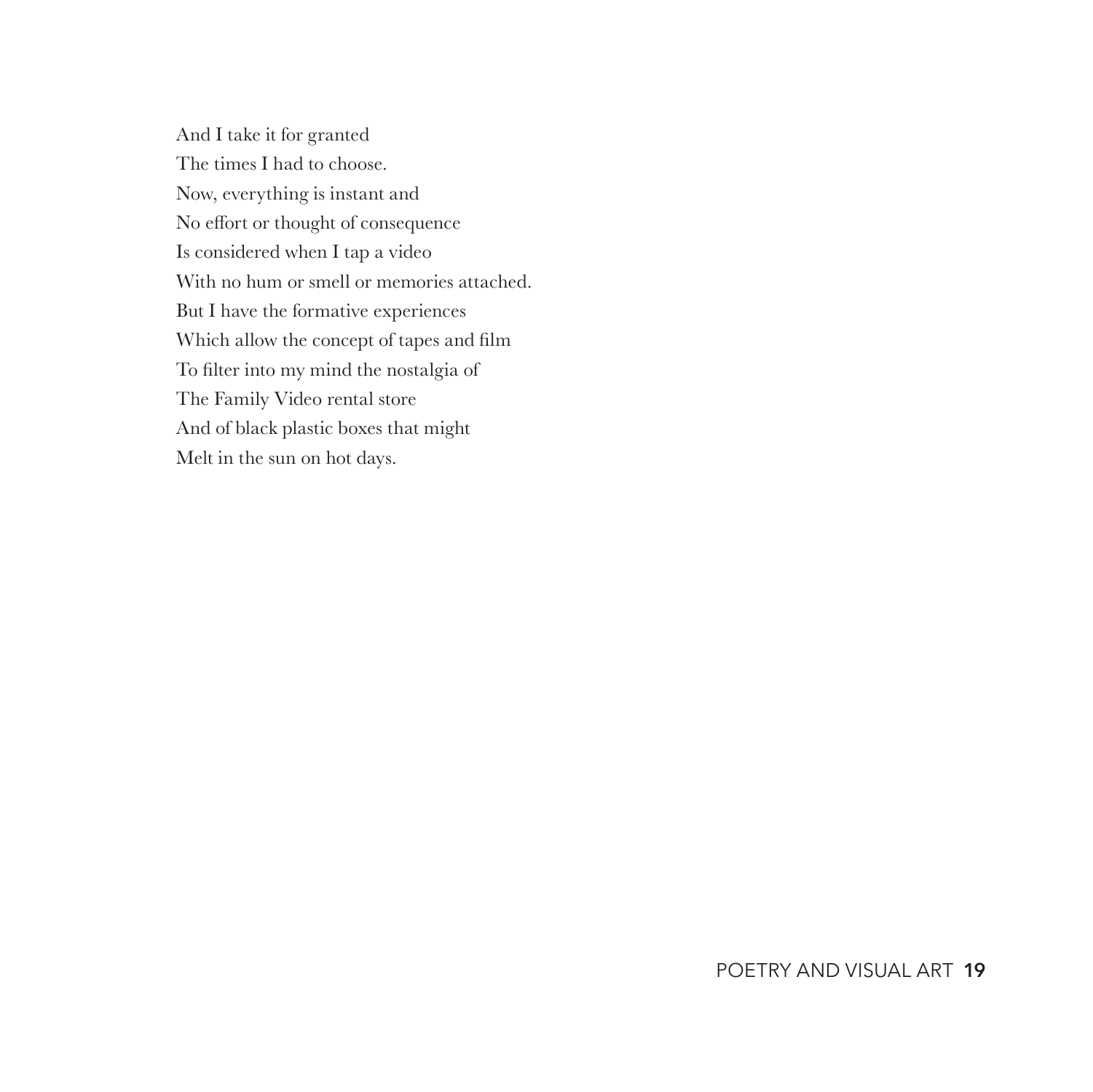And I take it for granted  
The times I had to choose.  
Now, everything is instant and  
No effort or thought of consequence  
Is considered when I tap a video  
With no hum or smell or memories attached.  
But I have the formative experiences  
Which allow the concept of tapes and film  
To filter into my mind the nostalgia of  
The Family Video rental store  
And of black plastic boxes that might  
Melt in the sun on hot days.